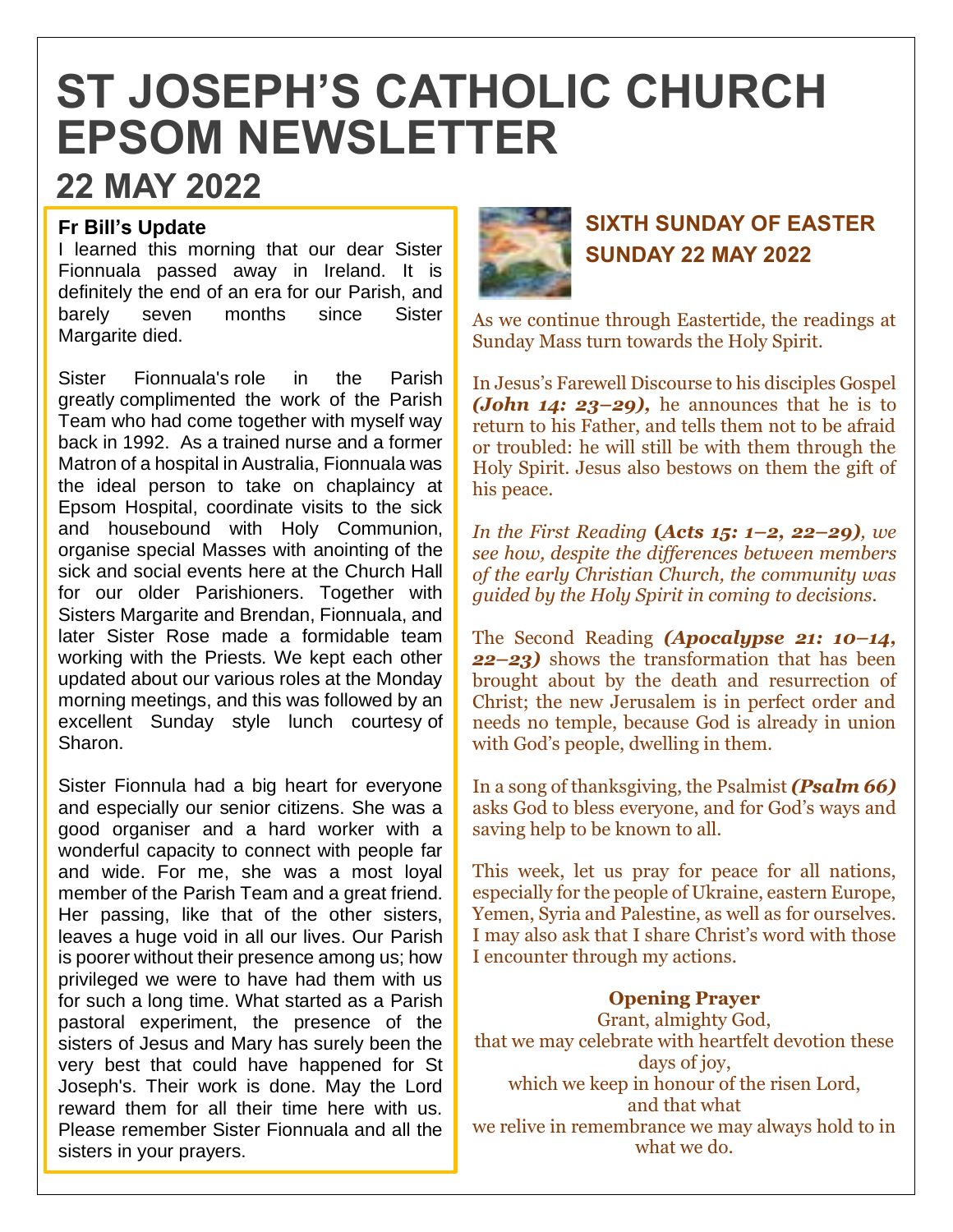# ST JOSEPH'S CATHOLIC CHURCH EPSOM NEWSLETTER

## 22 MAY 2022

### Fr Bill's Update

I learned this morning that our dear Sister Fionnuala passed away in Ireland. It is definitely the end of an era for our Parish, and barely seven months since Sister Margarite died.

Sister Fionnuala's role in the Parish greatly complimented the work of the Parish Team who had come together with myself way back in 1992. As a trained nurse and a former Matron of a hospital in Australia, Fionnuala was the ideal person to take on chaplaincy at Epsom Hospital, coordinate visits to the sick and housebound with Holy Communion, organise special Masses with anointing of the sick and social events here at the Church Hall for our older Parishioners. Together with Sisters Margarite and Brendan, Fionnuala, and later Sister Rose made a formidable team working with the Priests. We kept each other updated about our various roles at the Monday morning meetings, and this was followed by an excellent Sunday style lunch courtesy of Sharon.

Sister Fionnula had a big heart for everyone and especially our senior citizens. She was a good organiser and a hard worker with a wonderful capacity to connect with people far and wide. For me, she was a most loyal member of the Parish Team and a great friend. Her passing, like that of the other sisters, leaves a huge void in all our lives. Our Parish is poorer without their presence among us; how privileged we were to have had them with us for such a long time. What started as a Parish pastoral experiment, the presence of the sisters of Jesus and Mary has surely been the very best that could have happened for St Joseph's. Their work is done. May the Lord reward them for all their time here with us. Please remember Sister Fionnuala and all the sisters in your prayers.

### SIXTH SUNDAY OF EASTER
### SUNDAY 22 MAY 2022

As we continue through Eastertide, the readings at Sunday Mass turn towards the Holy Spirit.

In Jesus's Farewell Discourse to his disciples Gospel ***(John 14: 23–29),*** he announces that he is to return to his Father, and tells them not to be afraid or troubled: he will still be with them through the Holy Spirit. Jesus also bestows on them the gift of his peace.

*In the First Reading* ***(Acts 15: 1–2, 22–29)****, we see how, despite the differences between members of the early Christian Church, the community was guided by the Holy Spirit in coming to decisions.*

The Second Reading ***(Apocalypse 21: 10–14, 22–23)*** shows the transformation that has been brought about by the death and resurrection of Christ; the new Jerusalem is in perfect order and needs no temple, because God is already in union with God's people, dwelling in them.

In a song of thanksgiving, the Psalmist ***(Psalm 66)*** asks God to bless everyone, and for God's ways and saving help to be known to all.

This week, let us pray for peace for all nations, especially for the people of Ukraine, eastern Europe, Yemen, Syria and Palestine, as well as for ourselves. I may also ask that I share Christ's word with those I encounter through my actions.

**Opening Prayer**

Grant, almighty God,
that we may celebrate with heartfelt devotion these days of joy,
which we keep in honour of the risen Lord,
and that what
we relive in remembrance we may always hold to in what we do.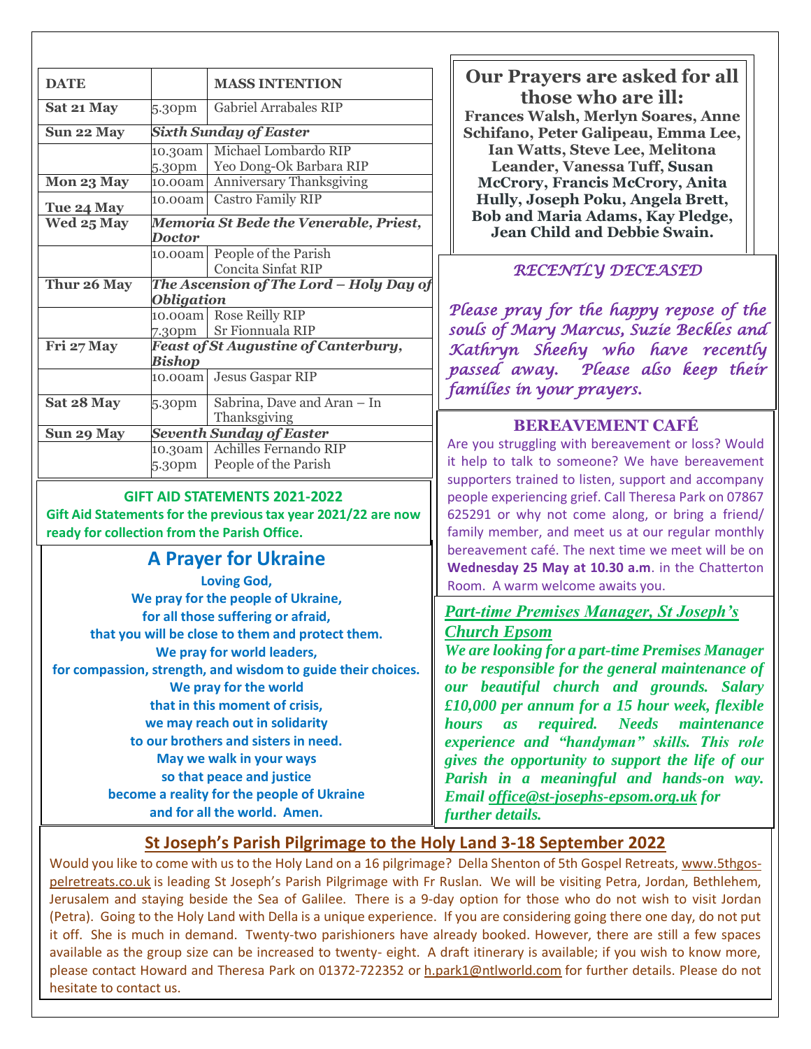| DATE | | MASS INTENTION |
|---|---|---|
| Sat 21 May | 5.30pm | Gabriel Arrabales RIP |
| Sun 22 May | *Sixth Sunday of Easter* | |
| | 10.30am<br>5.30pm | Michael Lombardo RIP<br>Yeo Dong-Ok Barbara RIP |
| Mon 23 May | 10.00am | Anniversary Thanksgiving |
| Tue 24 May | 10.00am | Castro Family RIP |
| Wed 25 May | *Memoria St Bede the Venerable, Priest, Doctor* | |
| | 10.00am | People of the Parish<br>Concita Sinfat RIP |
| Thur 26 May | *The Ascension of The Lord – Holy Day of Obligation* | |
| | 10.00am<br>7.30pm | Rose Reilly RIP<br>Sr Fionnuala RIP |
| Fri 27 May | *Feast of St Augustine of Canterbury, Bishop* | |
| | 10.00am | Jesus Gaspar RIP |
| Sat 28 May | 5.30pm | Sabrina, Dave and Aran – In Thanksgiving |
| Sun 29 May | *Seventh Sunday of Easter* | |
| | 10.30am<br>5.30pm | Achilles Fernando RIP<br>People of the Parish |

**GIFT AID STATEMENTS 2021-2022**

**Gift Aid Statements for the previous tax year 2021/22 are now ready for collection from the Parish Office.**

## A Prayer for Ukraine

**Loving God,**
**We pray for the people of Ukraine,**
**for all those suffering or afraid,**
**that you will be close to them and protect them.**
**We pray for world leaders,**
**for compassion, strength, and wisdom to guide their choices.**
**We pray for the world**
**that in this moment of crisis,**
**we may reach out in solidarity**
**to our brothers and sisters in need.**
**May we walk in your ways**
**so that peace and justice**
**become a reality for the people of Ukraine**
**and for all the world. Amen.**

## Our Prayers are asked for all those who are ill:

**Frances Walsh, Merlyn Soares, Anne Schifano, Peter Galipeau, Emma Lee, Ian Watts, Steve Lee, Melitona Leander, Vanessa Tuff, Susan McCrory, Francis McCrory, Anita Hully, Joseph Poku, Angela Brett, Bob and Maria Adams, Kay Pledge, Jean Child and Debbie Swain.**

### *RECENTLY DECEASED*

*Please pray for the happy repose of the souls of Mary Marcus, Suzie Beckles and Kathryn Sheehy who have recently passed away. Please also keep their families in your prayers.*

### BEREAVEMENT CAFÉ

Are you struggling with bereavement or loss? Would it help to talk to someone? We have bereavement supporters trained to listen, support and accompany people experiencing grief. Call Theresa Park on 07867 625291 or why not come along, or bring a friend/ family member, and meet us at our regular monthly bereavement café. The next time we meet will be on **Wednesday 25 May at 10.30 a.m**. in the Chatterton Room. A warm welcome awaits you.

### *Part-time Premises Manager, St Joseph's Church Epsom*

***We are looking for a part-time Premises Manager to be responsible for the general maintenance of our beautiful church and grounds. Salary £10,000 per annum for a 15 hour week, flexible hours as required. Needs maintenance experience and "handyman" skills. This role gives the opportunity to support the life of our Parish in a meaningful and hands-on way. Email office@st-josephs-epsom.org.uk for further details.***

## St Joseph's Parish Pilgrimage to the Holy Land 3-18 September 2022

Would you like to come with us to the Holy Land on a 16 pilgrimage? Della Shenton of 5th Gospel Retreats, www.5thgospelretreats.co.uk is leading St Joseph's Parish Pilgrimage with Fr Ruslan. We will be visiting Petra, Jordan, Bethlehem, Jerusalem and staying beside the Sea of Galilee. There is a 9-day option for those who do not wish to visit Jordan (Petra). Going to the Holy Land with Della is a unique experience. If you are considering going there one day, do not put it off. She is much in demand. Twenty-two parishioners have already booked. However, there are still a few spaces available as the group size can be increased to twenty- eight. A draft itinerary is available; if you wish to know more, please contact Howard and Theresa Park on 01372-722352 or h.park1@ntlworld.com for further details. Please do not hesitate to contact us.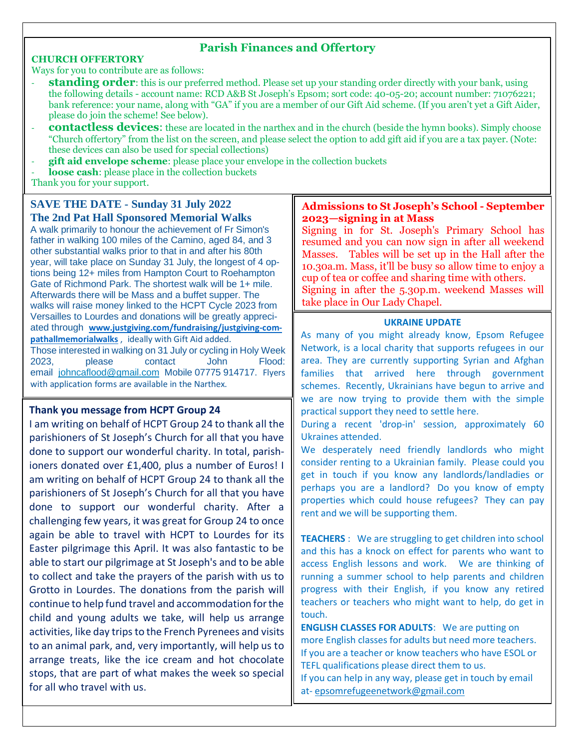## Parish Finances and Offertory

**CHURCH OFFERTORY**

Ways for you to contribute are as follows:

- **standing order**: this is our preferred method. Please set up your standing order directly with your bank, using the following details - account name: RCD A&B St Joseph's Epsom; sort code: 40-05-20; account number: 71076221; bank reference: your name, along with "GA" if you are a member of our Gift Aid scheme. (If you aren't yet a Gift Aider, please do join the scheme! See below).
- **contactless devices**: these are located in the narthex and in the church (beside the hymn books). Simply choose "Church offertory" from the list on the screen, and please select the option to add gift aid if you are a tax payer. (Note: these devices can also be used for special collections)
- **gift aid envelope scheme**: please place your envelope in the collection buckets
- **loose cash**: please place in the collection buckets

Thank you for your support.

### SAVE THE DATE - Sunday 31 July 2022
### The 2nd Pat Hall Sponsored Memorial Walks

A walk primarily to honour the achievement of Fr Simon's father in walking 100 miles of the Camino, aged 84, and 3 other substantial walks prior to that in and after his 80th year, will take place on Sunday 31 July, the longest of 4 options being 12+ miles from Hampton Court to Roehampton Gate of Richmond Park. The shortest walk will be 1+ mile. Afterwards there will be Mass and a buffet supper. The walks will raise money linked to the HCPT Cycle 2023 from Versailles to Lourdes and donations will be greatly appreciated through **www.justgiving.com/fundraising/justgiving-compathallmemorialwalks** , ideally with Gift Aid added.

Those interested in walking on 31 July or cycling in Holy Week 2023, please contact John Flood: email johncaflood@gmail.com Mobile 07775 914717. Flyers with application forms are available in the Narthex.

### Thank you message from HCPT Group 24

I am writing on behalf of HCPT Group 24 to thank all the parishioners of St Joseph's Church for all that you have done to support our wonderful charity. In total, parishioners donated over £1,400, plus a number of Euros! I am writing on behalf of HCPT Group 24 to thank all the parishioners of St Joseph's Church for all that you have done to support our wonderful charity. After a challenging few years, it was great for Group 24 to once again be able to travel with HCPT to Lourdes for its Easter pilgrimage this April. It was also fantastic to be able to start our pilgrimage at St Joseph's and to be able to collect and take the prayers of the parish with us to Grotto in Lourdes. The donations from the parish will continue to help fund travel and accommodation for the child and young adults we take, will help us arrange activities, like day trips to the French Pyrenees and visits to an animal park, and, very importantly, will help us to arrange treats, like the ice cream and hot chocolate stops, that are part of what makes the week so special for all who travel with us.

### Admissions to St Joseph's School - September 2023—signing in at Mass

Signing in for St. Joseph's Primary School has resumed and you can now sign in after all weekend Masses. Tables will be set up in the Hall after the 10.30a.m. Mass, it'll be busy so allow time to enjoy a cup of tea or coffee and sharing time with others. Signing in after the 5.30p.m. weekend Masses will take place in Our Lady Chapel.

### UKRAINE UPDATE

As many of you might already know, Epsom Refugee Network, is a local charity that supports refugees in our area. They are currently supporting Syrian and Afghan families that arrived here through government schemes. Recently, Ukrainians have begun to arrive and we are now trying to provide them with the simple practical support they need to settle here.

During a recent 'drop-in' session, approximately 60 Ukraines attended.

We desperately need friendly landlords who might consider renting to a Ukrainian family. Please could you get in touch if you know any landlords/landladies or perhaps you are a landlord? Do you know of empty properties which could house refugees? They can pay rent and we will be supporting them.

**TEACHERS** : We are struggling to get children into school and this has a knock on effect for parents who want to access English lessons and work. We are thinking of running a summer school to help parents and children progress with their English, if you know any retired teachers or teachers who might want to help, do get in touch.

**ENGLISH CLASSES FOR ADULTS**: We are putting on more English classes for adults but need more teachers. If you are a teacher or know teachers who have ESOL or TEFL qualifications please direct them to us.

If you can help in any way, please get in touch by email at- epsomrefugeenetwork@gmail.com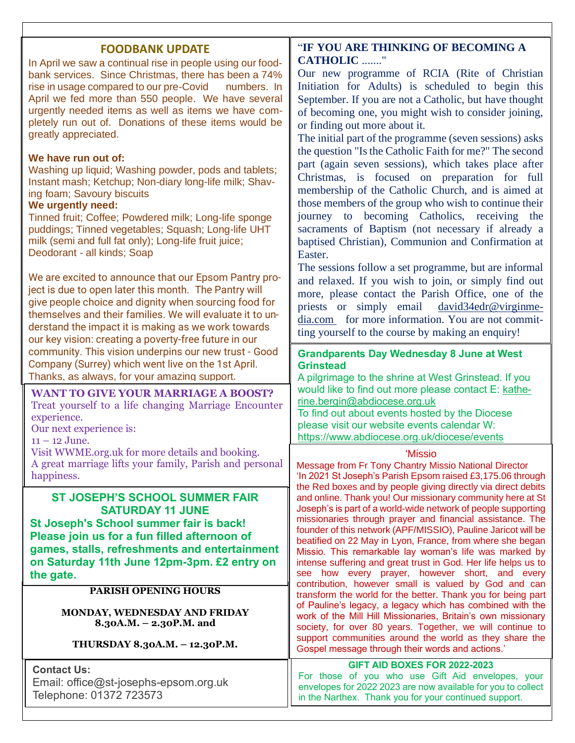## FOODBANK UPDATE

In April we saw a continual rise in people using our food-bank services. Since Christmas, there has been a 74% rise in usage compared to our pre-Covid numbers. In April we fed more than 550 people. We have several urgently needed items as well as items we have completely run out of. Donations of these items would be greatly appreciated.

**We have run out of:**
Washing up liquid; Washing powder, pods and tablets; Instant mash; Ketchup; Non-diary long-life milk; Shaving foam; Savoury biscuits

**We urgently need:**
Tinned fruit; Coffee; Powdered milk; Long-life sponge puddings; Tinned vegetables; Squash; Long-life UHT milk (semi and full fat only); Long-life fruit juice; Deodorant - all kinds; Soap

We are excited to announce that our Epsom Pantry project is due to open later this month. The Pantry will give people choice and dignity when sourcing food for themselves and their families. We will evaluate it to understand the impact it is making as we work towards our key vision: creating a poverty-free future in our community. This vision underpins our new trust - Good Company (Surrey) which went live on the 1st April. Thanks, as always, for your amazing support.

## WANT TO GIVE YOUR MARRIAGE A BOOST?

Treat yourself to a life changing Marriage Encounter experience.
Our next experience is:
11 – 12 June.
Visit WWME.org.uk for more details and booking.
A great marriage lifts your family, Parish and personal happiness.

## ST JOSEPH'S SCHOOL SUMMER FAIR SATURDAY 11 JUNE

**St Joseph's School summer fair is back! Please join us for a fun filled afternoon of games, stalls, refreshments and entertainment on Saturday 11th June 12pm-3pm. £2 entry on the gate.**

## PARISH OPENING HOURS

**MONDAY, WEDNESDAY AND FRIDAY 8.30A.M. – 2.30P.M. and**

**THURSDAY 8.30A.M. – 12.30P.M.**

**Contact Us:**
Email: office@st-josephs-epsom.org.uk
Telephone: 01372 723573

## "IF YOU ARE THINKING OF BECOMING A CATHOLIC ......."

Our new programme of RCIA (Rite of Christian Initiation for Adults) is scheduled to begin this September. If you are not a Catholic, but have thought of becoming one, you might wish to consider joining, or finding out more about it.

The initial part of the programme (seven sessions) asks the question "Is the Catholic Faith for me?" The second part (again seven sessions), which takes place after Christmas, is focused on preparation for full membership of the Catholic Church, and is aimed at those members of the group who wish to continue their journey to becoming Catholics, receiving the sacraments of Baptism (not necessary if already a baptised Christian), Communion and Confirmation at Easter.

The sessions follow a set programme, but are informal and relaxed. If you wish to join, or simply find out more, please contact the Parish Office, one of the priests or simply email david34edr@virginmedia.com for more information. You are not committing yourself to the course by making an enquiry!

## Grandparents Day Wednesday 8 June at West Grinstead

A pilgrimage to the shrine at West Grinstead. If you would like to find out more please contact E: katherine.bergin@abdiocese.org.uk
To find out about events hosted by the Diocese please visit our website events calendar W: https://www.abdiocese.org.uk/diocese/events

## 'Missio

Message from Fr Tony Chantry Missio National Director
'In 2021 St Joseph's Parish Epsom raised £3,175.06 through the Red boxes and by people giving directly via direct debits and online. Thank you! Our missionary community here at St Joseph's is part of a world-wide network of people supporting missionaries through prayer and financial assistance. The founder of this network (APF/MISSIO), Pauline Jaricot will be beatified on 22 May in Lyon, France, from where she began Missio. This remarkable lay woman's life was marked by intense suffering and great trust in God. Her life helps us to see how every prayer, however short, and every contribution, however small is valued by God and can transform the world for the better. Thank you for being part of Pauline's legacy, a legacy which has combined with the work of the Mill Hill Missionaries, Britain's own missionary society, for over 80 years. Together, we will continue to support communities around the world as they share the Gospel message through their words and actions.'

## GIFT AID BOXES FOR 2022-2023

For those of you who use Gift Aid envelopes, your envelopes for 2022 2023 are now available for you to collect in the Narthex. Thank you for your continued support.